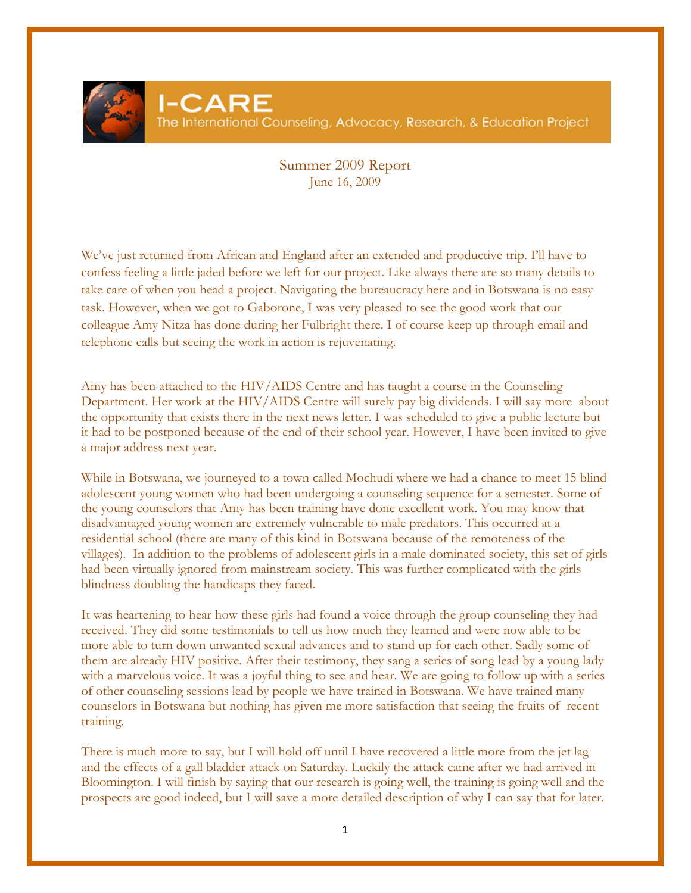# I-CARE

The International Counseling, Advocacy, Research, & Education Project

Summer 2009 Report
June 16, 2009

We've just returned from African and England after an extended and productive trip. I'll have to confess feeling a little jaded before we left for our project. Like always there are so many details to take care of when you head a project. Navigating the bureaucracy here and in Botswana is no easy task. However, when we got to Gaborone, I was very pleased to see the good work that our colleague Amy Nitza has done during her Fulbright there. I of course keep up through email and telephone calls but seeing the work in action is rejuvenating.

Amy has been attached to the HIV/AIDS Centre and has taught a course in the Counseling Department. Her work at the HIV/AIDS Centre will surely pay big dividends. I will say more about the opportunity that exists there in the next news letter. I was scheduled to give a public lecture but it had to be postponed because of the end of their school year. However, I have been invited to give a major address next year.

While in Botswana, we journeyed to a town called Mochudi where we had a chance to meet 15 blind adolescent young women who had been undergoing a counseling sequence for a semester. Some of the young counselors that Amy has been training have done excellent work. You may know that disadvantaged young women are extremely vulnerable to male predators. This occurred at a residential school (there are many of this kind in Botswana because of the remoteness of the villages). In addition to the problems of adolescent girls in a male dominated society, this set of girls had been virtually ignored from mainstream society. This was further complicated with the girls blindness doubling the handicaps they faced.

It was heartening to hear how these girls had found a voice through the group counseling they had received. They did some testimonials to tell us how much they learned and were now able to be more able to turn down unwanted sexual advances and to stand up for each other. Sadly some of them are already HIV positive. After their testimony, they sang a series of song lead by a young lady with a marvelous voice. It was a joyful thing to see and hear. We are going to follow up with a series of other counseling sessions lead by people we have trained in Botswana. We have trained many counselors in Botswana but nothing has given me more satisfaction that seeing the fruits of recent training.

There is much more to say, but I will hold off until I have recovered a little more from the jet lag and the effects of a gall bladder attack on Saturday. Luckily the attack came after we had arrived in Bloomington. I will finish by saying that our research is going well, the training is going well and the prospects are good indeed, but I will save a more detailed description of why I can say that for later.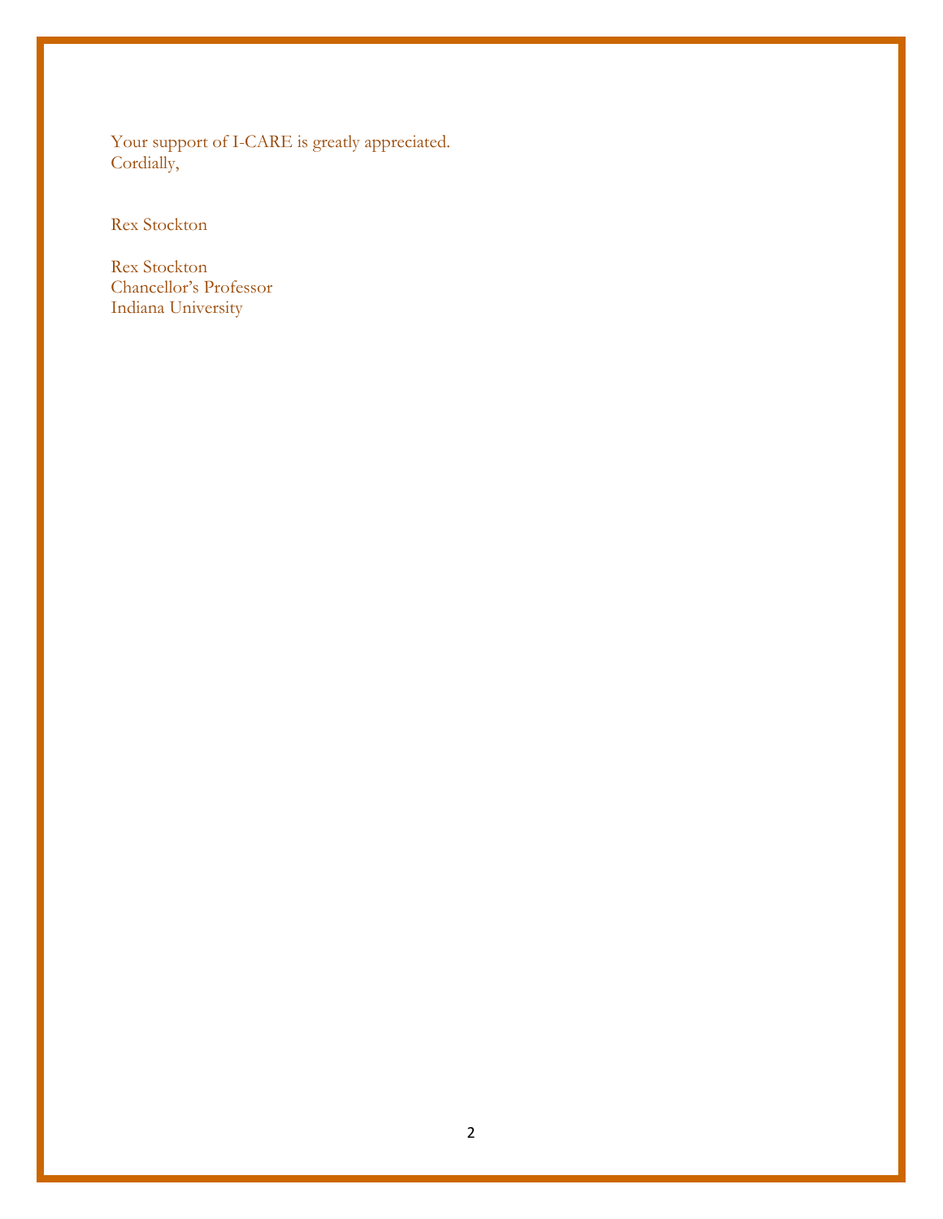Your support of I-CARE is greatly appreciated.
Cordially,

Rex Stockton

Rex Stockton
Chancellor's Professor
Indiana University